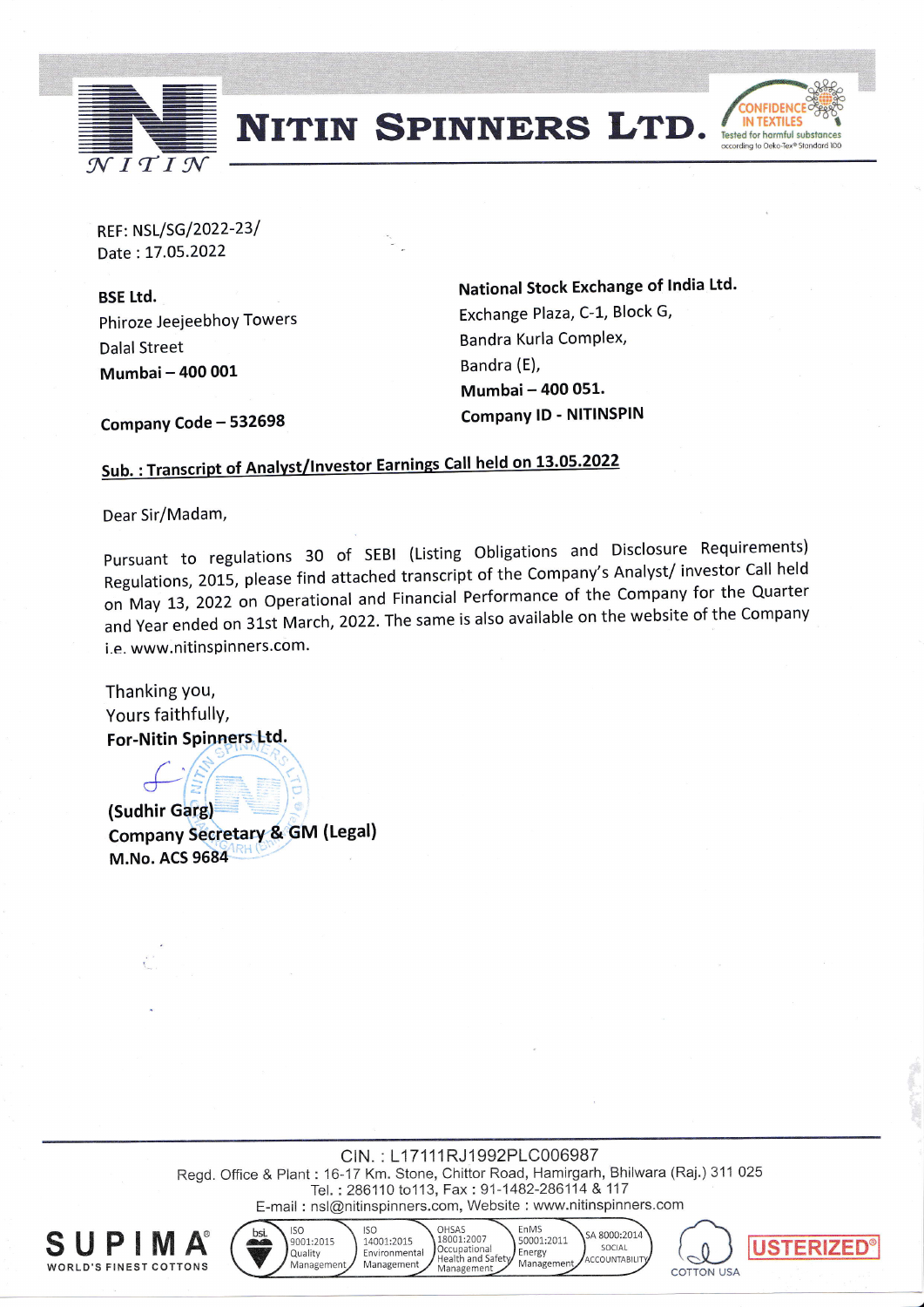# NITIN SPINNERS LTD.

REF: NSL/SG/2022-23/
Date : 17.05.2022

**BSE Ltd.**
Phiroze Jeejeebhoy Towers
Dalal Street
**Mumbai – 400 001**

**Company Code – 532698**

**National Stock Exchange of India Ltd.**
Exchange Plaza, C-1, Block G,
Bandra Kurla Complex,
Bandra (E),
**Mumbai – 400 051.**
**Company ID - NITINSPIN**

**Sub. : Transcript of Analyst/Investor Earnings Call held on 13.05.2022**

Dear Sir/Madam,

Pursuant to regulations 30 of SEBI (Listing Obligations and Disclosure Requirements) Regulations, 2015, please find attached transcript of the Company's Analyst/ investor Call held on May 13, 2022 on Operational and Financial Performance of the Company for the Quarter and Year ended on 31st March, 2022. The same is also available on the website of the Company i.e. www.nitinspinners.com.

Thanking you,
Yours faithfully,
**For-Nitin Spinners Ltd.**

**(Sudhir Garg)**
**Company Secretary & GM (Legal)**
**M.No. ACS 9684**

CIN. : L17111RJ1992PLC006987
Regd. Office & Plant : 16-17 Km. Stone, Chittor Road, Hamirgarh, Bhilwara (Raj.) 311 025
Tel. : 286110 to113, Fax : 91-1482-286114 & 117
E-mail : nsl@nitinspinners.com, Website : www.nitinspinners.com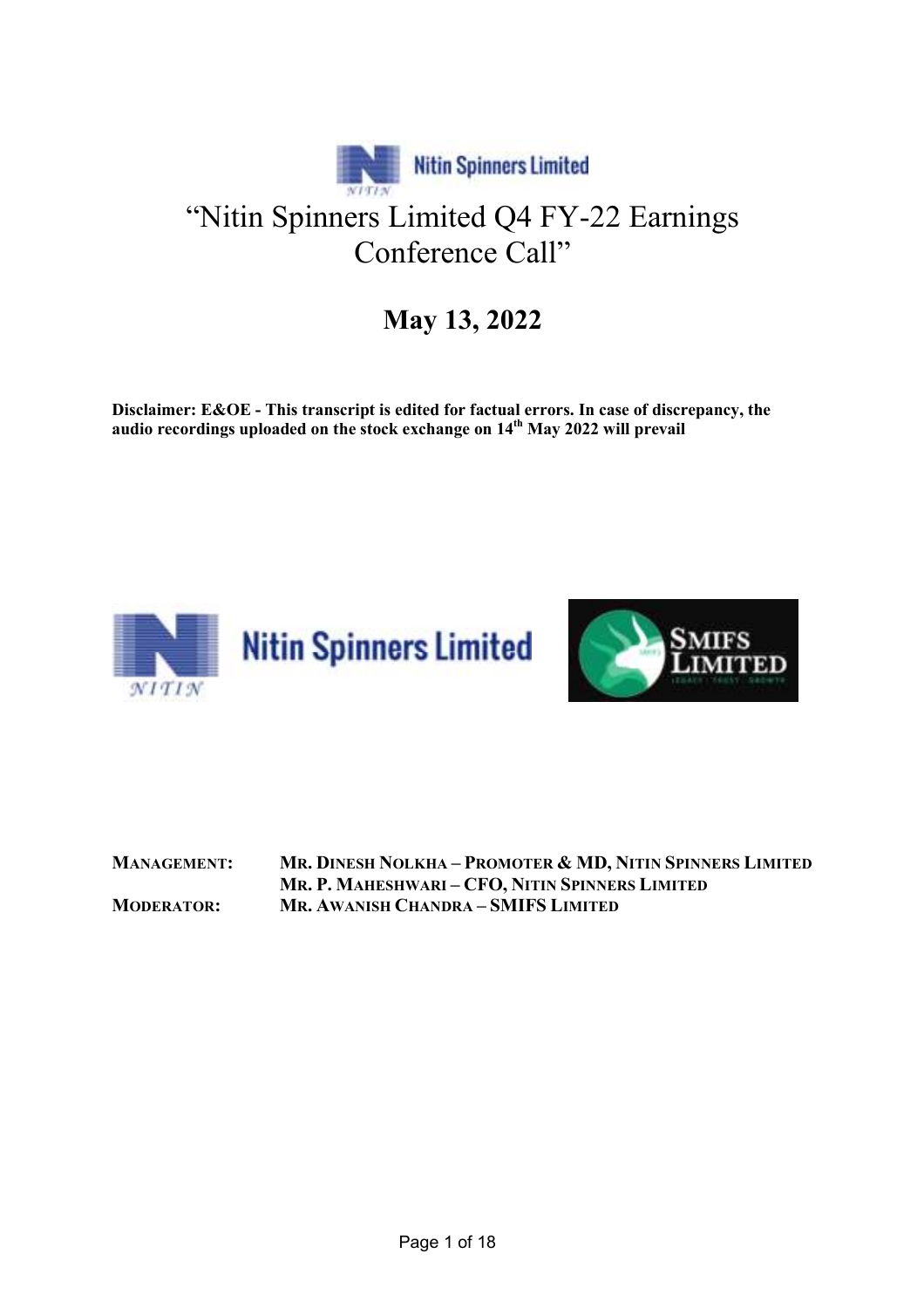# "Nitin Spinners Limited Q4 FY-22 Earnings Conference Call"

## May 13, 2022

**Disclaimer: E&OE - This transcript is edited for factual errors. In case of discrepancy, the audio recordings uploaded on the stock exchange on 14th May 2022 will prevail**

| | |
|---|---|
| **MANAGEMENT:** | **MR. DINESH NOLKHA – PROMOTER & MD, NITIN SPINNERS LIMITED** |
| | **MR. P. MAHESHWARI – CFO, NITIN SPINNERS LIMITED** |
| **MODERATOR:** | **MR. AWANISH CHANDRA – SMIFS LIMITED** |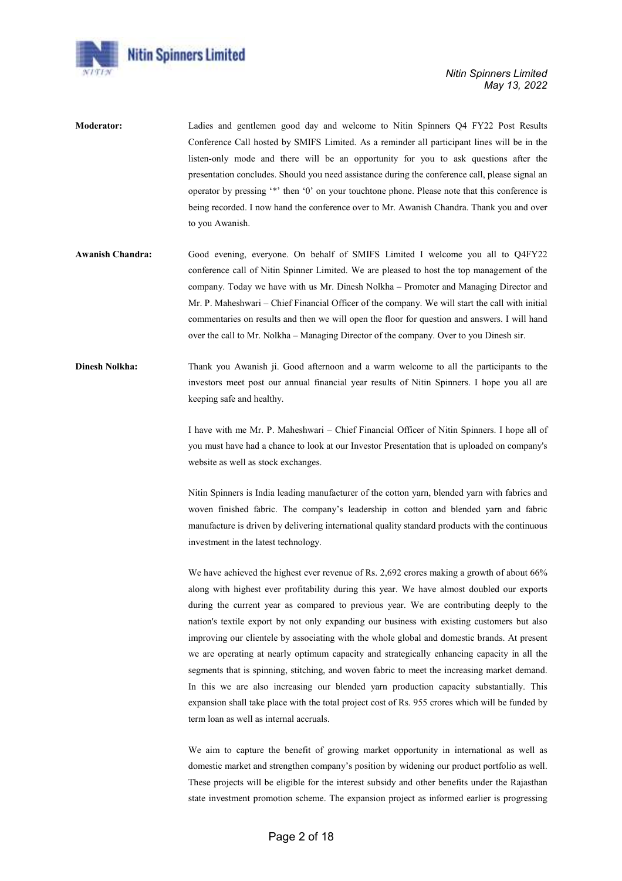**Moderator:** Ladies and gentlemen good day and welcome to Nitin Spinners Q4 FY22 Post Results Conference Call hosted by SMIFS Limited. As a reminder all participant lines will be in the listen-only mode and there will be an opportunity for you to ask questions after the presentation concludes. Should you need assistance during the conference call, please signal an operator by pressing '*' then '0' on your touchtone phone. Please note that this conference is being recorded. I now hand the conference over to Mr. Awanish Chandra. Thank you and over to you Awanish.

**Awanish Chandra:** Good evening, everyone. On behalf of SMIFS Limited I welcome you all to Q4FY22 conference call of Nitin Spinner Limited. We are pleased to host the top management of the company. Today we have with us Mr. Dinesh Nolkha – Promoter and Managing Director and Mr. P. Maheshwari – Chief Financial Officer of the company. We will start the call with initial commentaries on results and then we will open the floor for question and answers. I will hand over the call to Mr. Nolkha – Managing Director of the company. Over to you Dinesh sir.

**Dinesh Nolkha:** Thank you Awanish ji. Good afternoon and a warm welcome to all the participants to the investors meet post our annual financial year results of Nitin Spinners. I hope you all are keeping safe and healthy.

I have with me Mr. P. Maheshwari – Chief Financial Officer of Nitin Spinners. I hope all of you must have had a chance to look at our Investor Presentation that is uploaded on company's website as well as stock exchanges.

Nitin Spinners is India leading manufacturer of the cotton yarn, blended yarn with fabrics and woven finished fabric. The company's leadership in cotton and blended yarn and fabric manufacture is driven by delivering international quality standard products with the continuous investment in the latest technology.

We have achieved the highest ever revenue of Rs. 2,692 crores making a growth of about 66% along with highest ever profitability during this year. We have almost doubled our exports during the current year as compared to previous year. We are contributing deeply to the nation's textile export by not only expanding our business with existing customers but also improving our clientele by associating with the whole global and domestic brands. At present we are operating at nearly optimum capacity and strategically enhancing capacity in all the segments that is spinning, stitching, and woven fabric to meet the increasing market demand. In this we are also increasing our blended yarn production capacity substantially. This expansion shall take place with the total project cost of Rs. 955 crores which will be funded by term loan as well as internal accruals.

We aim to capture the benefit of growing market opportunity in international as well as domestic market and strengthen company's position by widening our product portfolio as well. These projects will be eligible for the interest subsidy and other benefits under the Rajasthan state investment promotion scheme. The expansion project as informed earlier is progressing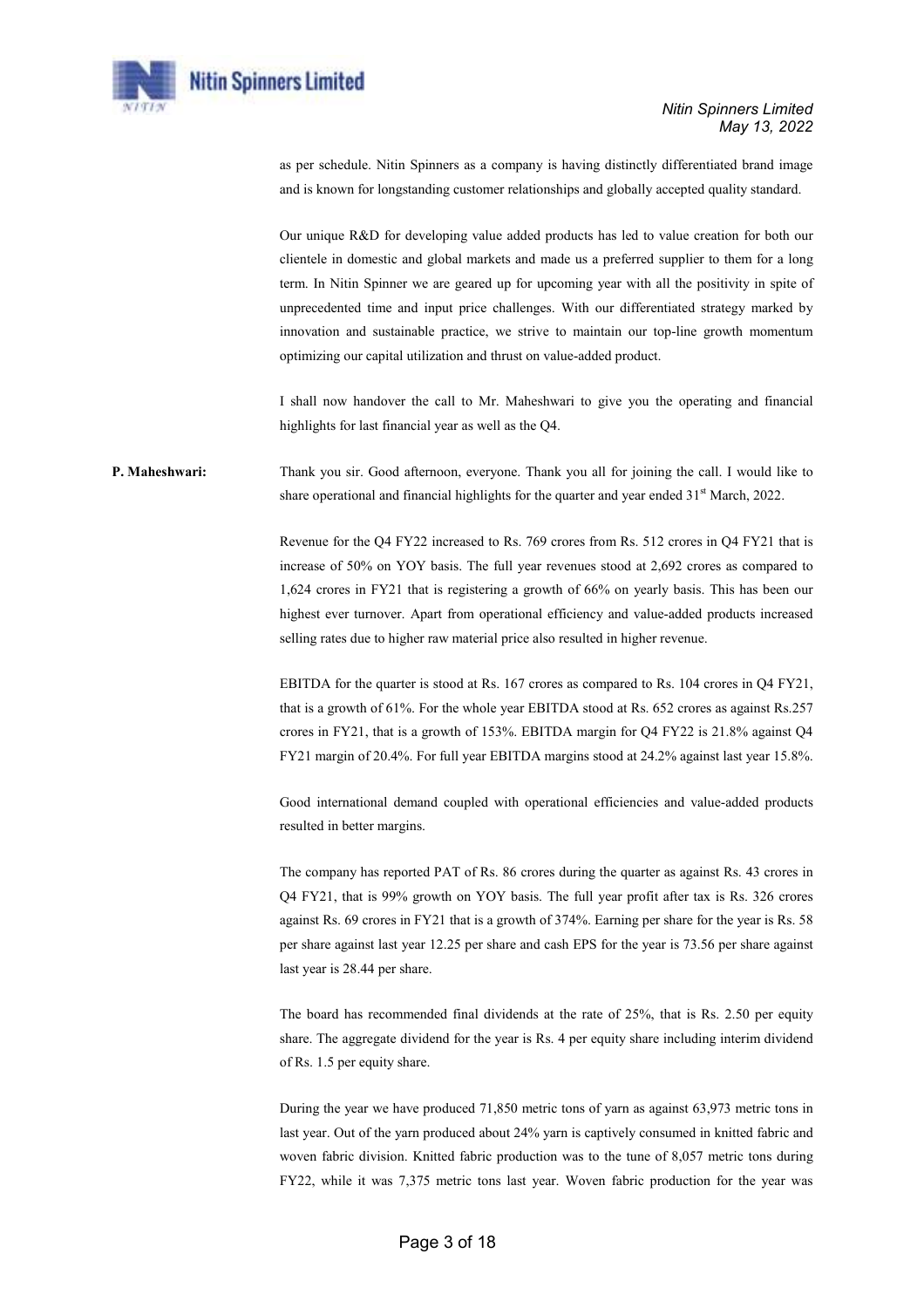as per schedule. Nitin Spinners as a company is having distinctly differentiated brand image and is known for longstanding customer relationships and globally accepted quality standard.

Our unique R&D for developing value added products has led to value creation for both our clientele in domestic and global markets and made us a preferred supplier to them for a long term. In Nitin Spinner we are geared up for upcoming year with all the positivity in spite of unprecedented time and input price challenges. With our differentiated strategy marked by innovation and sustainable practice, we strive to maintain our top-line growth momentum optimizing our capital utilization and thrust on value-added product.

I shall now handover the call to Mr. Maheshwari to give you the operating and financial highlights for last financial year as well as the Q4.

**P. Maheshwari:** Thank you sir. Good afternoon, everyone. Thank you all for joining the call. I would like to share operational and financial highlights for the quarter and year ended 31st March, 2022.

Revenue for the Q4 FY22 increased to Rs. 769 crores from Rs. 512 crores in Q4 FY21 that is increase of 50% on YOY basis. The full year revenues stood at 2,692 crores as compared to 1,624 crores in FY21 that is registering a growth of 66% on yearly basis. This has been our highest ever turnover. Apart from operational efficiency and value-added products increased selling rates due to higher raw material price also resulted in higher revenue.

EBITDA for the quarter is stood at Rs. 167 crores as compared to Rs. 104 crores in Q4 FY21, that is a growth of 61%. For the whole year EBITDA stood at Rs. 652 crores as against Rs.257 crores in FY21, that is a growth of 153%. EBITDA margin for Q4 FY22 is 21.8% against Q4 FY21 margin of 20.4%. For full year EBITDA margins stood at 24.2% against last year 15.8%.

Good international demand coupled with operational efficiencies and value-added products resulted in better margins.

The company has reported PAT of Rs. 86 crores during the quarter as against Rs. 43 crores in Q4 FY21, that is 99% growth on YOY basis. The full year profit after tax is Rs. 326 crores against Rs. 69 crores in FY21 that is a growth of 374%. Earning per share for the year is Rs. 58 per share against last year 12.25 per share and cash EPS for the year is 73.56 per share against last year is 28.44 per share.

The board has recommended final dividends at the rate of 25%, that is Rs. 2.50 per equity share. The aggregate dividend for the year is Rs. 4 per equity share including interim dividend of Rs. 1.5 per equity share.

During the year we have produced 71,850 metric tons of yarn as against 63,973 metric tons in last year. Out of the yarn produced about 24% yarn is captively consumed in knitted fabric and woven fabric division. Knitted fabric production was to the tune of 8,057 metric tons during FY22, while it was 7,375 metric tons last year. Woven fabric production for the year was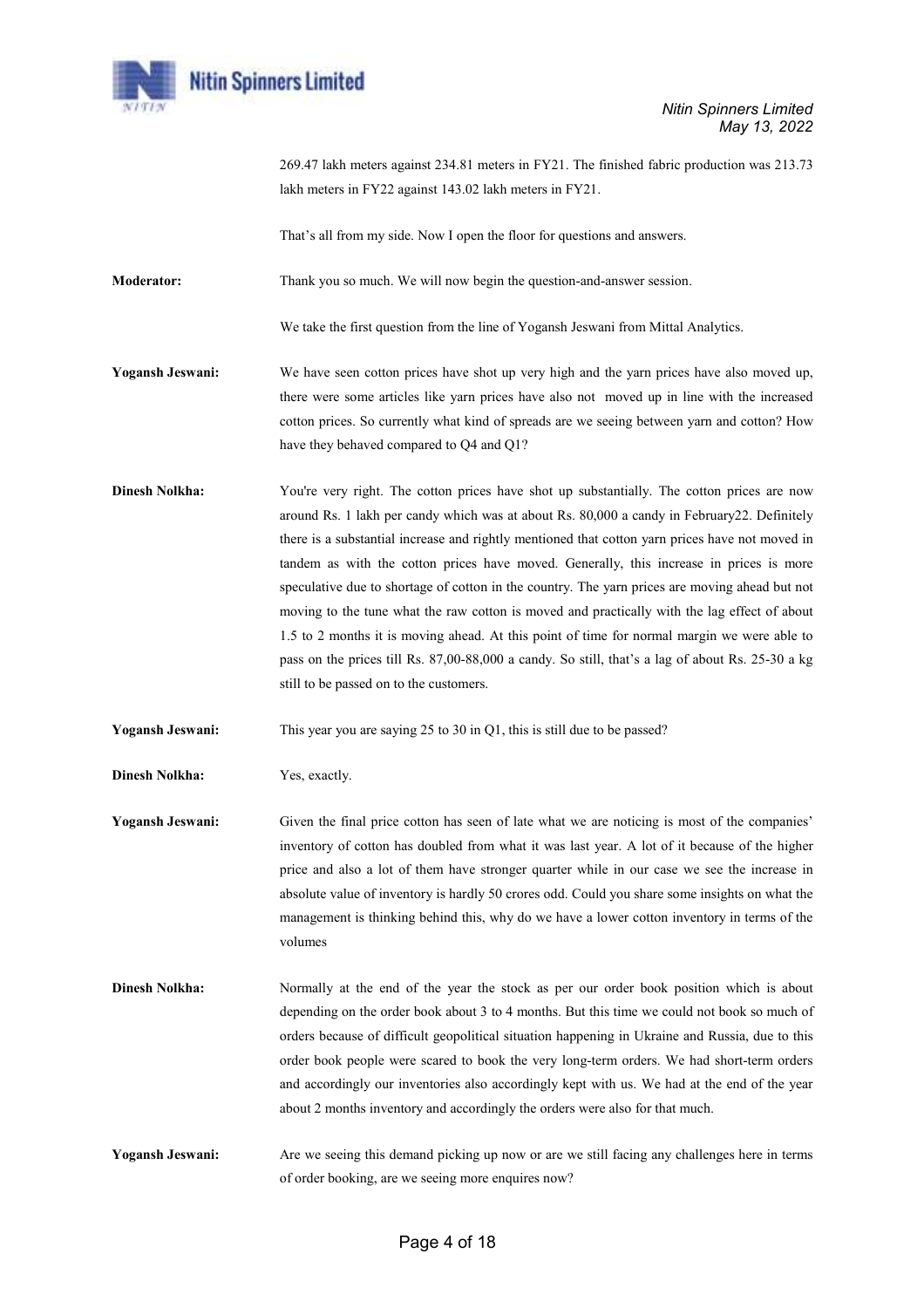269.47 lakh meters against 234.81 meters in FY21. The finished fabric production was 213.73 lakh meters in FY22 against 143.02 lakh meters in FY21.

That's all from my side. Now I open the floor for questions and answers.

**Moderator:** Thank you so much. We will now begin the question-and-answer session.

We take the first question from the line of Yogansh Jeswani from Mittal Analytics.

**Yogansh Jeswani:** We have seen cotton prices have shot up very high and the yarn prices have also moved up, there were some articles like yarn prices have also not moved up in line with the increased cotton prices. So currently what kind of spreads are we seeing between yarn and cotton? How have they behaved compared to Q4 and Q1?

**Dinesh Nolkha:** You're very right. The cotton prices have shot up substantially. The cotton prices are now around Rs. 1 lakh per candy which was at about Rs. 80,000 a candy in February22. Definitely there is a substantial increase and rightly mentioned that cotton yarn prices have not moved in tandem as with the cotton prices have moved. Generally, this increase in prices is more speculative due to shortage of cotton in the country. The yarn prices are moving ahead but not moving to the tune what the raw cotton is moved and practically with the lag effect of about 1.5 to 2 months it is moving ahead. At this point of time for normal margin we were able to pass on the prices till Rs. 87,00-88,000 a candy. So still, that's a lag of about Rs. 25-30 a kg still to be passed on to the customers.

**Yogansh Jeswani:** This year you are saying 25 to 30 in Q1, this is still due to be passed?

**Dinesh Nolkha:** Yes, exactly.

**Yogansh Jeswani:** Given the final price cotton has seen of late what we are noticing is most of the companies' inventory of cotton has doubled from what it was last year. A lot of it because of the higher price and also a lot of them have stronger quarter while in our case we see the increase in absolute value of inventory is hardly 50 crores odd. Could you share some insights on what the management is thinking behind this, why do we have a lower cotton inventory in terms of the volumes

**Dinesh Nolkha:** Normally at the end of the year the stock as per our order book position which is about depending on the order book about 3 to 4 months. But this time we could not book so much of orders because of difficult geopolitical situation happening in Ukraine and Russia, due to this order book people were scared to book the very long-term orders. We had short-term orders and accordingly our inventories also accordingly kept with us. We had at the end of the year about 2 months inventory and accordingly the orders were also for that much.

**Yogansh Jeswani:** Are we seeing this demand picking up now or are we still facing any challenges here in terms of order booking, are we seeing more enquires now?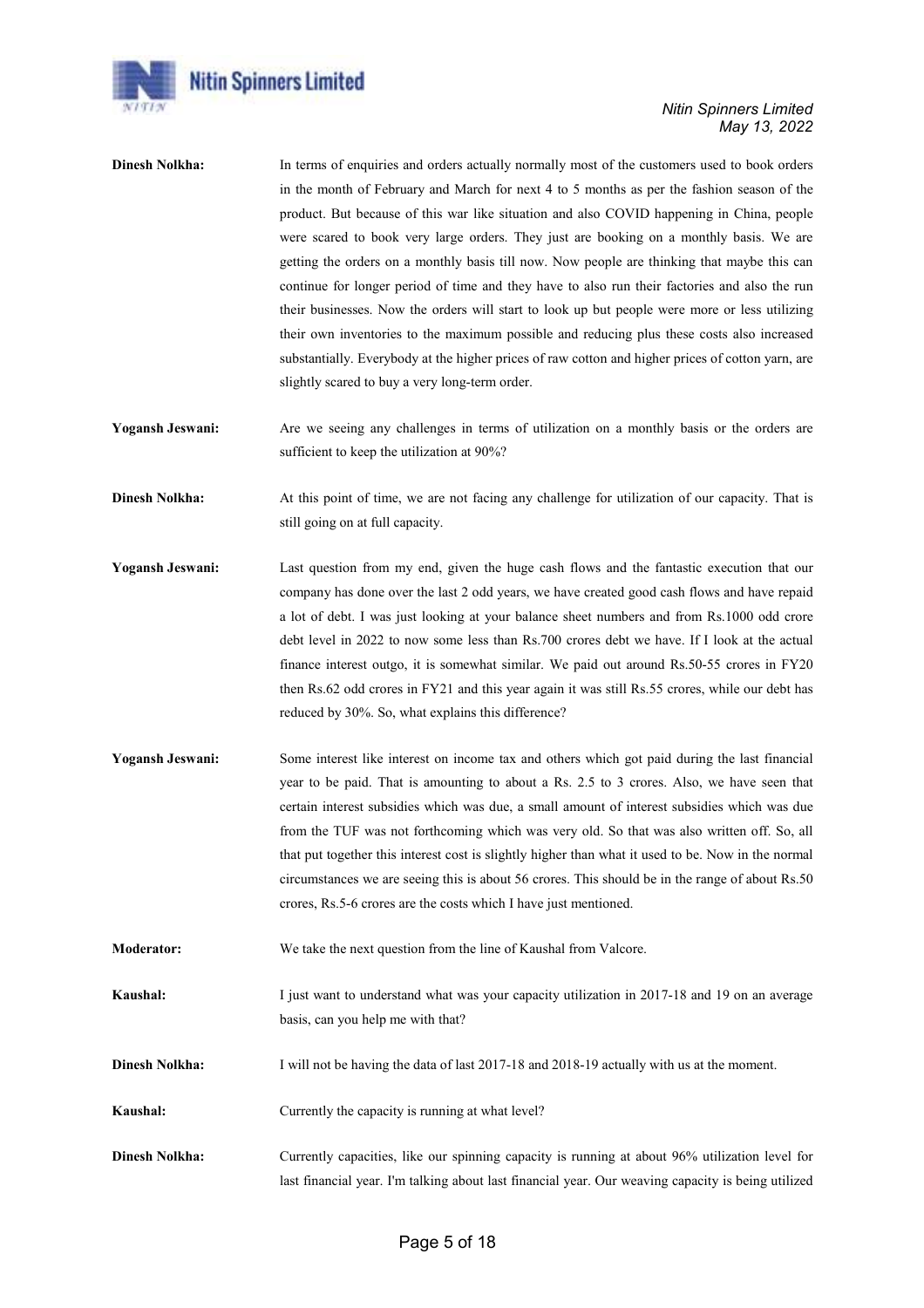**Dinesh Nolkha:** In terms of enquiries and orders actually normally most of the customers used to book orders in the month of February and March for next 4 to 5 months as per the fashion season of the product. But because of this war like situation and also COVID happening in China, people were scared to book very large orders. They just are booking on a monthly basis. We are getting the orders on a monthly basis till now. Now people are thinking that maybe this can continue for longer period of time and they have to also run their factories and also the run their businesses. Now the orders will start to look up but people were more or less utilizing their own inventories to the maximum possible and reducing plus these costs also increased substantially. Everybody at the higher prices of raw cotton and higher prices of cotton yarn, are slightly scared to buy a very long-term order.

**Yogansh Jeswani:** Are we seeing any challenges in terms of utilization on a monthly basis or the orders are sufficient to keep the utilization at 90%?

**Dinesh Nolkha:** At this point of time, we are not facing any challenge for utilization of our capacity. That is still going on at full capacity.

**Yogansh Jeswani:** Last question from my end, given the huge cash flows and the fantastic execution that our company has done over the last 2 odd years, we have created good cash flows and have repaid a lot of debt. I was just looking at your balance sheet numbers and from Rs.1000 odd crore debt level in 2022 to now some less than Rs.700 crores debt we have. If I look at the actual finance interest outgo, it is somewhat similar. We paid out around Rs.50-55 crores in FY20 then Rs.62 odd crores in FY21 and this year again it was still Rs.55 crores, while our debt has reduced by 30%. So, what explains this difference?

**Yogansh Jeswani:** Some interest like interest on income tax and others which got paid during the last financial year to be paid. That is amounting to about a Rs. 2.5 to 3 crores. Also, we have seen that certain interest subsidies which was due, a small amount of interest subsidies which was due from the TUF was not forthcoming which was very old. So that was also written off. So, all that put together this interest cost is slightly higher than what it used to be. Now in the normal circumstances we are seeing this is about 56 crores. This should be in the range of about Rs.50 crores, Rs.5-6 crores are the costs which I have just mentioned.

**Moderator:** We take the next question from the line of Kaushal from Valcore.

**Kaushal:** I just want to understand what was your capacity utilization in 2017-18 and 19 on an average basis, can you help me with that?

**Dinesh Nolkha:** I will not be having the data of last 2017-18 and 2018-19 actually with us at the moment.

**Kaushal:** Currently the capacity is running at what level?

**Dinesh Nolkha:** Currently capacities, like our spinning capacity is running at about 96% utilization level for last financial year. I'm talking about last financial year. Our weaving capacity is being utilized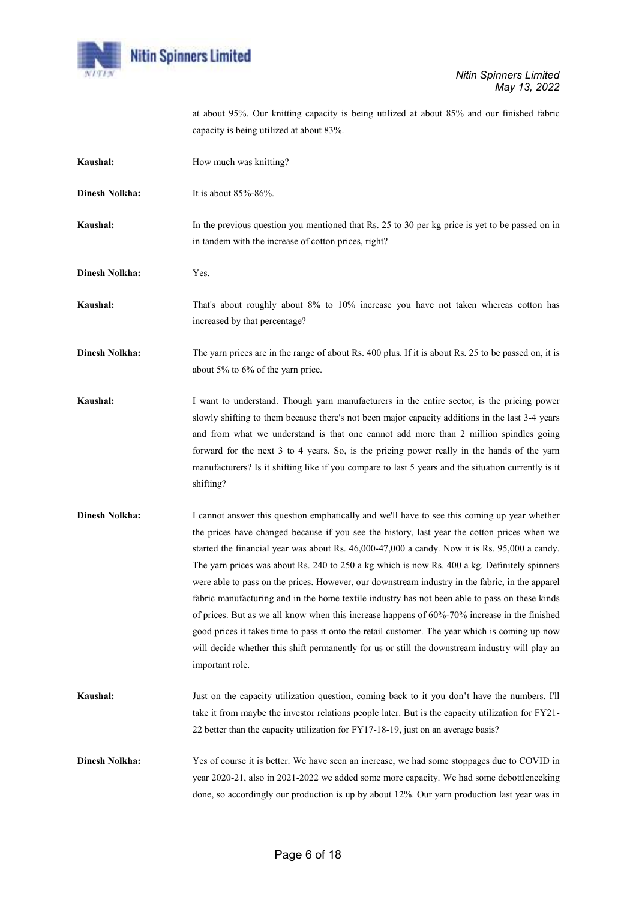at about 95%. Our knitting capacity is being utilized at about 85% and our finished fabric capacity is being utilized at about 83%.

**Kaushal:** How much was knitting?

**Dinesh Nolkha:** It is about 85%-86%.

**Kaushal:** In the previous question you mentioned that Rs. 25 to 30 per kg price is yet to be passed on in in tandem with the increase of cotton prices, right?

**Dinesh Nolkha:** Yes.

**Kaushal:** That's about roughly about 8% to 10% increase you have not taken whereas cotton has increased by that percentage?

**Dinesh Nolkha:** The yarn prices are in the range of about Rs. 400 plus. If it is about Rs. 25 to be passed on, it is about 5% to 6% of the yarn price.

**Kaushal:** I want to understand. Though yarn manufacturers in the entire sector, is the pricing power slowly shifting to them because there's not been major capacity additions in the last 3-4 years and from what we understand is that one cannot add more than 2 million spindles going forward for the next 3 to 4 years. So, is the pricing power really in the hands of the yarn manufacturers? Is it shifting like if you compare to last 5 years and the situation currently is it shifting?

**Dinesh Nolkha:** I cannot answer this question emphatically and we'll have to see this coming up year whether the prices have changed because if you see the history, last year the cotton prices when we started the financial year was about Rs. 46,000-47,000 a candy. Now it is Rs. 95,000 a candy. The yarn prices was about Rs. 240 to 250 a kg which is now Rs. 400 a kg. Definitely spinners were able to pass on the prices. However, our downstream industry in the fabric, in the apparel fabric manufacturing and in the home textile industry has not been able to pass on these kinds of prices. But as we all know when this increase happens of 60%-70% increase in the finished good prices it takes time to pass it onto the retail customer. The year which is coming up now will decide whether this shift permanently for us or still the downstream industry will play an important role.

**Kaushal:** Just on the capacity utilization question, coming back to it you don't have the numbers. I'll take it from maybe the investor relations people later. But is the capacity utilization for FY21-22 better than the capacity utilization for FY17-18-19, just on an average basis?

**Dinesh Nolkha:** Yes of course it is better. We have seen an increase, we had some stoppages due to COVID in year 2020-21, also in 2021-2022 we added some more capacity. We had some debottlenecking done, so accordingly our production is up by about 12%. Our yarn production last year was in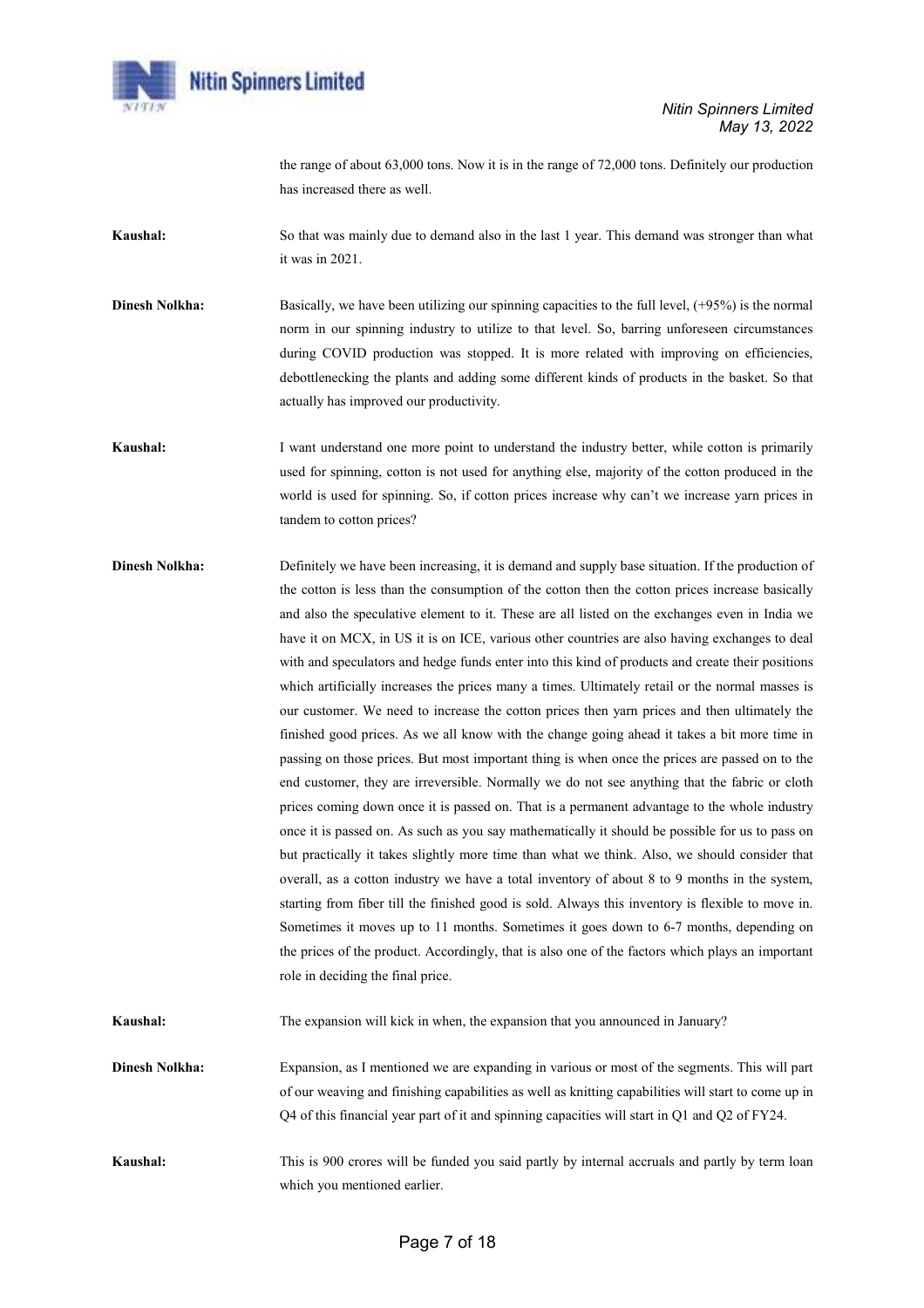the range of about 63,000 tons. Now it is in the range of 72,000 tons. Definitely our production has increased there as well.

**Kaushal:** So that was mainly due to demand also in the last 1 year. This demand was stronger than what it was in 2021.

**Dinesh Nolkha:** Basically, we have been utilizing our spinning capacities to the full level, (+95%) is the normal norm in our spinning industry to utilize to that level. So, barring unforeseen circumstances during COVID production was stopped. It is more related with improving on efficiencies, debottlenecking the plants and adding some different kinds of products in the basket. So that actually has improved our productivity.

**Kaushal:** I want understand one more point to understand the industry better, while cotton is primarily used for spinning, cotton is not used for anything else, majority of the cotton produced in the world is used for spinning. So, if cotton prices increase why can't we increase yarn prices in tandem to cotton prices?

**Dinesh Nolkha:** Definitely we have been increasing, it is demand and supply base situation. If the production of the cotton is less than the consumption of the cotton then the cotton prices increase basically and also the speculative element to it. These are all listed on the exchanges even in India we have it on MCX, in US it is on ICE, various other countries are also having exchanges to deal with and speculators and hedge funds enter into this kind of products and create their positions which artificially increases the prices many a times. Ultimately retail or the normal masses is our customer. We need to increase the cotton prices then yarn prices and then ultimately the finished good prices. As we all know with the change going ahead it takes a bit more time in passing on those prices. But most important thing is when once the prices are passed on to the end customer, they are irreversible. Normally we do not see anything that the fabric or cloth prices coming down once it is passed on. That is a permanent advantage to the whole industry once it is passed on. As such as you say mathematically it should be possible for us to pass on but practically it takes slightly more time than what we think. Also, we should consider that overall, as a cotton industry we have a total inventory of about 8 to 9 months in the system, starting from fiber till the finished good is sold. Always this inventory is flexible to move in. Sometimes it moves up to 11 months. Sometimes it goes down to 6-7 months, depending on the prices of the product. Accordingly, that is also one of the factors which plays an important role in deciding the final price.

**Kaushal:** The expansion will kick in when, the expansion that you announced in January?

**Dinesh Nolkha:** Expansion, as I mentioned we are expanding in various or most of the segments. This will part of our weaving and finishing capabilities as well as knitting capabilities will start to come up in Q4 of this financial year part of it and spinning capacities will start in Q1 and Q2 of FY24.

**Kaushal:** This is 900 crores will be funded you said partly by internal accruals and partly by term loan which you mentioned earlier.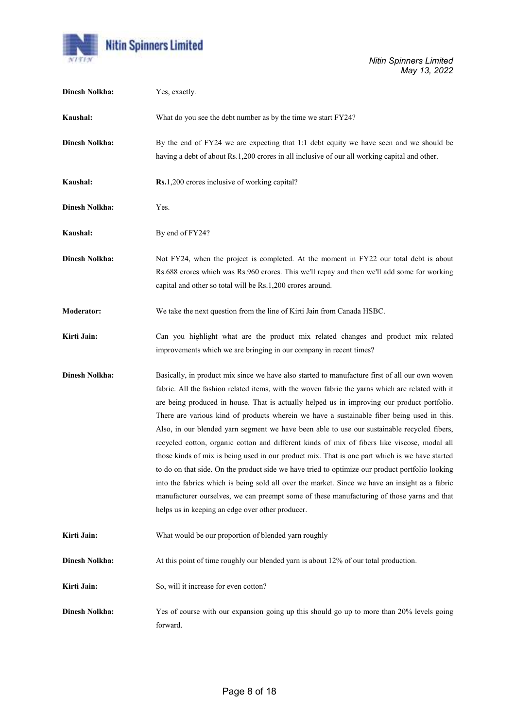**Dinesh Nolkha:** Yes, exactly.

**Kaushal:** What do you see the debt number as by the time we start FY24?

**Dinesh Nolkha:** By the end of FY24 we are expecting that 1:1 debt equity we have seen and we should be having a debt of about Rs.1,200 crores in all inclusive of our all working capital and other.

**Kaushal:** **Rs.**1,200 crores inclusive of working capital?

**Dinesh Nolkha:** Yes.

**Kaushal:** By end of FY24?

**Dinesh Nolkha:** Not FY24, when the project is completed. At the moment in FY22 our total debt is about Rs.688 crores which was Rs.960 crores. This we'll repay and then we'll add some for working capital and other so total will be Rs.1,200 crores around.

**Moderator:** We take the next question from the line of Kirti Jain from Canada HSBC.

**Kirti Jain:** Can you highlight what are the product mix related changes and product mix related improvements which we are bringing in our company in recent times?

**Dinesh Nolkha:** Basically, in product mix since we have also started to manufacture first of all our own woven fabric. All the fashion related items, with the woven fabric the yarns which are related with it are being produced in house. That is actually helped us in improving our product portfolio. There are various kind of products wherein we have a sustainable fiber being used in this. Also, in our blended yarn segment we have been able to use our sustainable recycled fibers, recycled cotton, organic cotton and different kinds of mix of fibers like viscose, modal all those kinds of mix is being used in our product mix. That is one part which is we have started to do on that side. On the product side we have tried to optimize our product portfolio looking into the fabrics which is being sold all over the market. Since we have an insight as a fabric manufacturer ourselves, we can preempt some of these manufacturing of those yarns and that helps us in keeping an edge over other producer.

**Kirti Jain:** What would be our proportion of blended yarn roughly

**Dinesh Nolkha:** At this point of time roughly our blended yarn is about 12% of our total production.

**Kirti Jain:** So, will it increase for even cotton?

**Dinesh Nolkha:** Yes of course with our expansion going up this should go up to more than 20% levels going forward.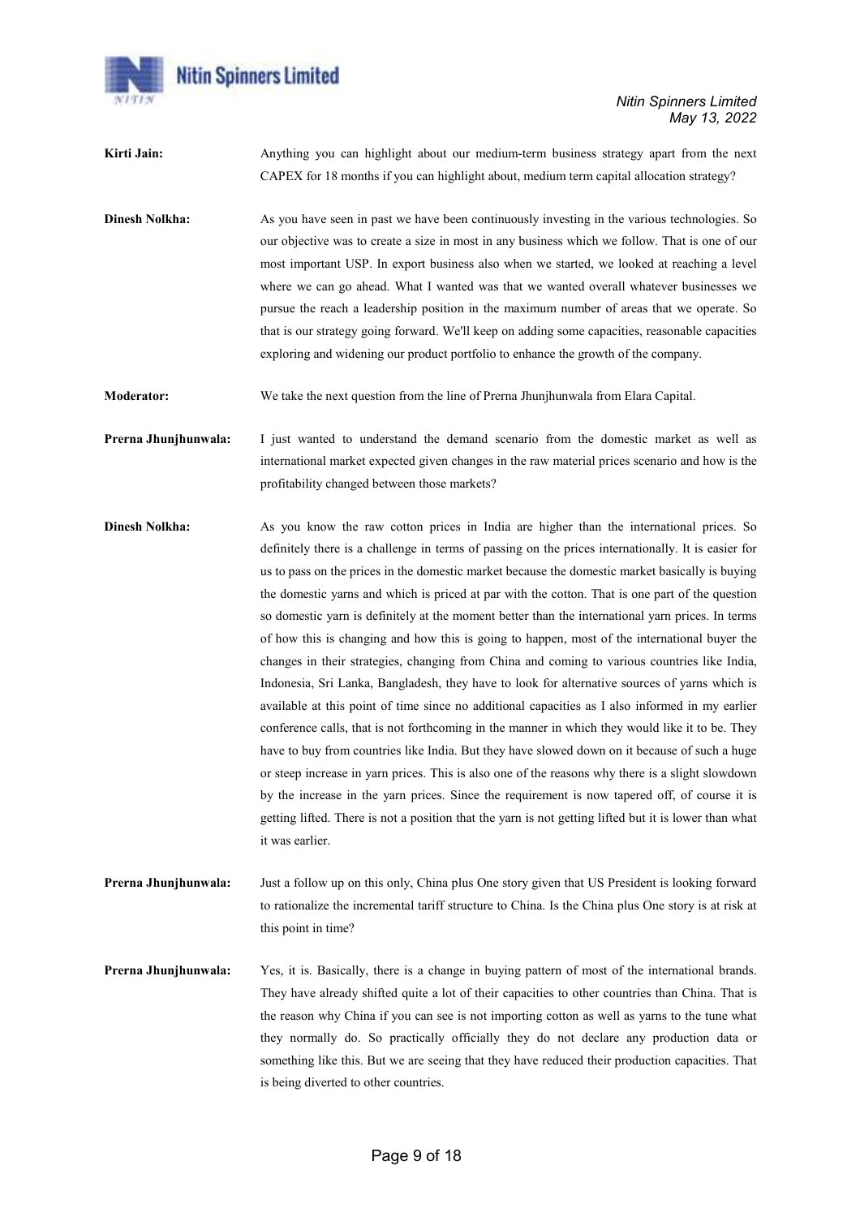**Kirti Jain:** Anything you can highlight about our medium-term business strategy apart from the next CAPEX for 18 months if you can highlight about, medium term capital allocation strategy?

**Dinesh Nolkha:** As you have seen in past we have been continuously investing in the various technologies. So our objective was to create a size in most in any business which we follow. That is one of our most important USP. In export business also when we started, we looked at reaching a level where we can go ahead. What I wanted was that we wanted overall whatever businesses we pursue the reach a leadership position in the maximum number of areas that we operate. So that is our strategy going forward. We'll keep on adding some capacities, reasonable capacities exploring and widening our product portfolio to enhance the growth of the company.

**Moderator:** We take the next question from the line of Prerna Jhunjhunwala from Elara Capital.

**Prerna Jhunjhunwala:** I just wanted to understand the demand scenario from the domestic market as well as international market expected given changes in the raw material prices scenario and how is the profitability changed between those markets?

**Dinesh Nolkha:** As you know the raw cotton prices in India are higher than the international prices. So definitely there is a challenge in terms of passing on the prices internationally. It is easier for us to pass on the prices in the domestic market because the domestic market basically is buying the domestic yarns and which is priced at par with the cotton. That is one part of the question so domestic yarn is definitely at the moment better than the international yarn prices. In terms of how this is changing and how this is going to happen, most of the international buyer the changes in their strategies, changing from China and coming to various countries like India, Indonesia, Sri Lanka, Bangladesh, they have to look for alternative sources of yarns which is available at this point of time since no additional capacities as I also informed in my earlier conference calls, that is not forthcoming in the manner in which they would like it to be. They have to buy from countries like India. But they have slowed down on it because of such a huge or steep increase in yarn prices. This is also one of the reasons why there is a slight slowdown by the increase in the yarn prices. Since the requirement is now tapered off, of course it is getting lifted. There is not a position that the yarn is not getting lifted but it is lower than what it was earlier.

**Prerna Jhunjhunwala:** Just a follow up on this only, China plus One story given that US President is looking forward to rationalize the incremental tariff structure to China. Is the China plus One story is at risk at this point in time?

**Prerna Jhunjhunwala:** Yes, it is. Basically, there is a change in buying pattern of most of the international brands. They have already shifted quite a lot of their capacities to other countries than China. That is the reason why China if you can see is not importing cotton as well as yarns to the tune what they normally do. So practically officially they do not declare any production data or something like this. But we are seeing that they have reduced their production capacities. That is being diverted to other countries.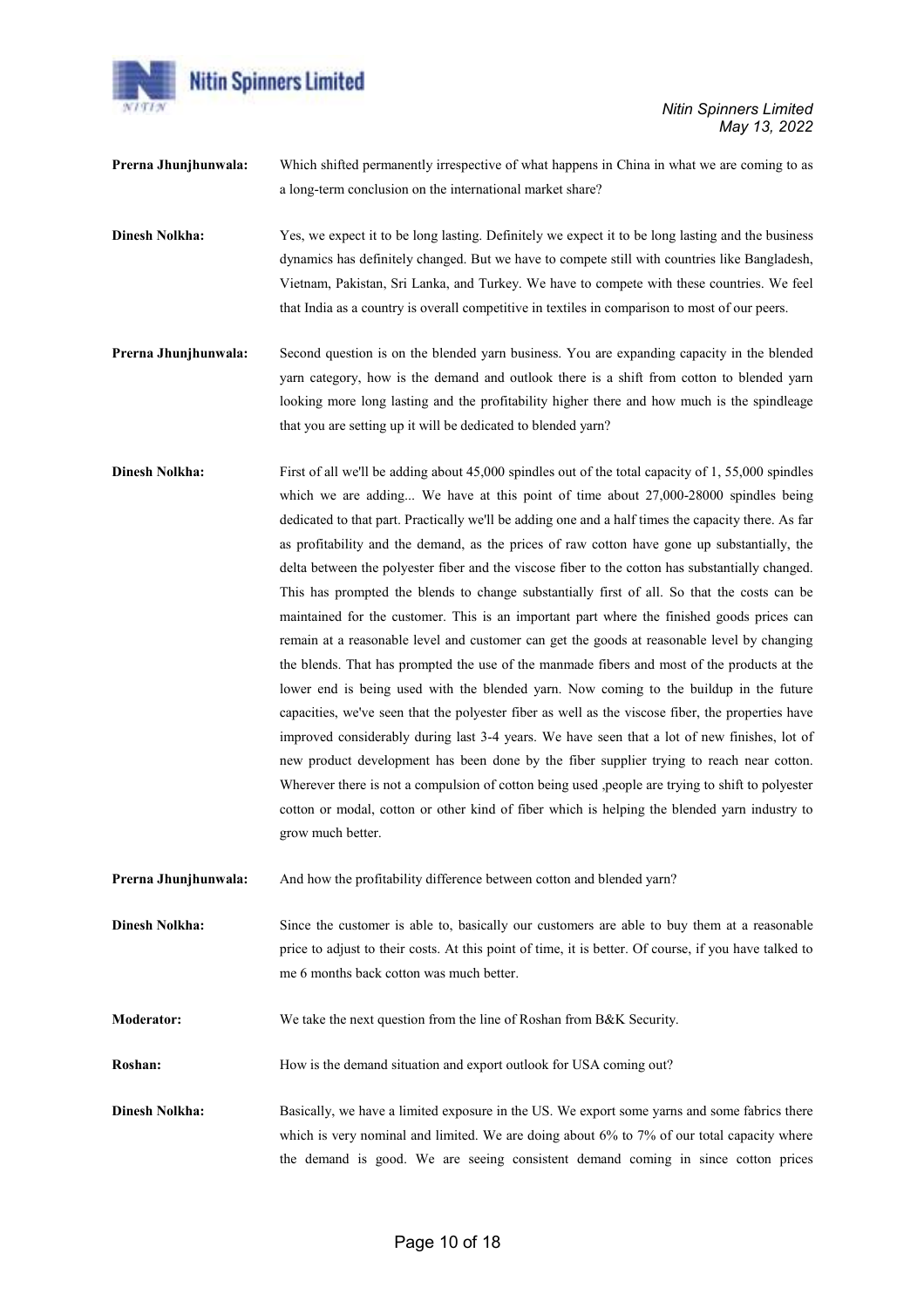**Prerna Jhunjhunwala:** Which shifted permanently irrespective of what happens in China in what we are coming to as a long-term conclusion on the international market share?

**Dinesh Nolkha:** Yes, we expect it to be long lasting. Definitely we expect it to be long lasting and the business dynamics has definitely changed. But we have to compete still with countries like Bangladesh, Vietnam, Pakistan, Sri Lanka, and Turkey. We have to compete with these countries. We feel that India as a country is overall competitive in textiles in comparison to most of our peers.

**Prerna Jhunjhunwala:** Second question is on the blended yarn business. You are expanding capacity in the blended yarn category, how is the demand and outlook there is a shift from cotton to blended yarn looking more long lasting and the profitability higher there and how much is the spindleage that you are setting up it will be dedicated to blended yarn?

**Dinesh Nolkha:** First of all we'll be adding about 45,000 spindles out of the total capacity of 1, 55,000 spindles which we are adding... We have at this point of time about 27,000-28000 spindles being dedicated to that part. Practically we'll be adding one and a half times the capacity there. As far as profitability and the demand, as the prices of raw cotton have gone up substantially, the delta between the polyester fiber and the viscose fiber to the cotton has substantially changed. This has prompted the blends to change substantially first of all. So that the costs can be maintained for the customer. This is an important part where the finished goods prices can remain at a reasonable level and customer can get the goods at reasonable level by changing the blends. That has prompted the use of the manmade fibers and most of the products at the lower end is being used with the blended yarn. Now coming to the buildup in the future capacities, we've seen that the polyester fiber as well as the viscose fiber, the properties have improved considerably during last 3-4 years. We have seen that a lot of new finishes, lot of new product development has been done by the fiber supplier trying to reach near cotton. Wherever there is not a compulsion of cotton being used ,people are trying to shift to polyester cotton or modal, cotton or other kind of fiber which is helping the blended yarn industry to grow much better.

**Prerna Jhunjhunwala:** And how the profitability difference between cotton and blended yarn?

**Dinesh Nolkha:** Since the customer is able to, basically our customers are able to buy them at a reasonable price to adjust to their costs. At this point of time, it is better. Of course, if you have talked to me 6 months back cotton was much better.

**Moderator:** We take the next question from the line of Roshan from B&K Security.

**Roshan:** How is the demand situation and export outlook for USA coming out?

**Dinesh Nolkha:** Basically, we have a limited exposure in the US. We export some yarns and some fabrics there which is very nominal and limited. We are doing about 6% to 7% of our total capacity where the demand is good. We are seeing consistent demand coming in since cotton prices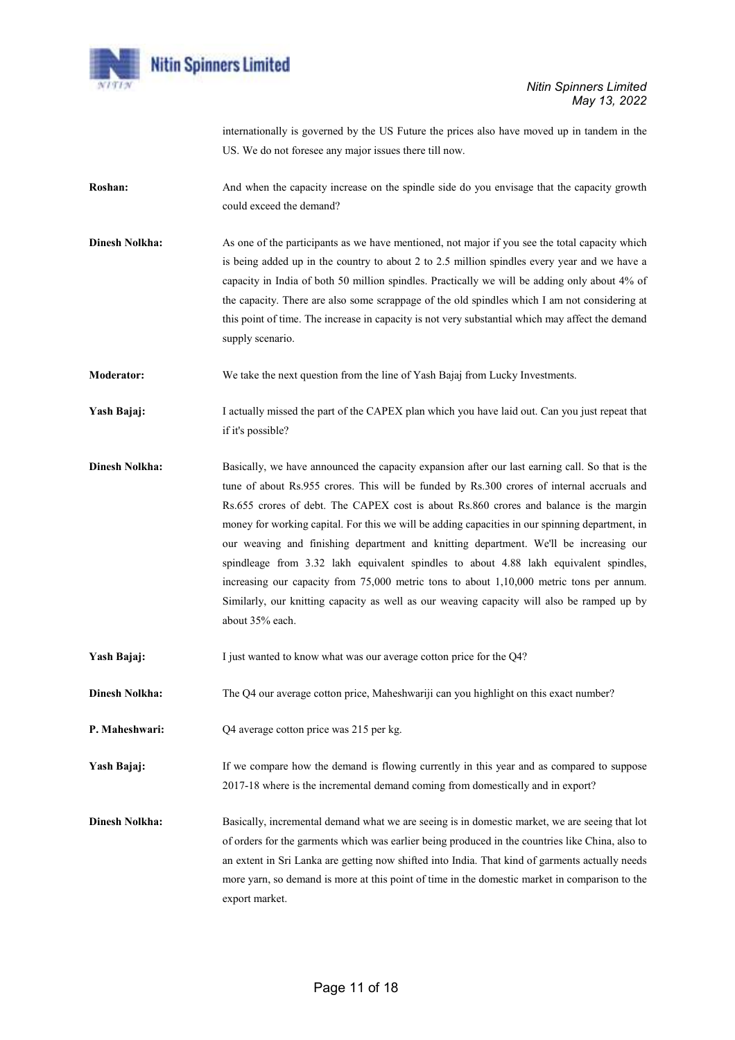internationally is governed by the US Future the prices also have moved up in tandem in the US. We do not foresee any major issues there till now.

**Roshan:** And when the capacity increase on the spindle side do you envisage that the capacity growth could exceed the demand?

**Dinesh Nolkha:** As one of the participants as we have mentioned, not major if you see the total capacity which is being added up in the country to about 2 to 2.5 million spindles every year and we have a capacity in India of both 50 million spindles. Practically we will be adding only about 4% of the capacity. There are also some scrappage of the old spindles which I am not considering at this point of time. The increase in capacity is not very substantial which may affect the demand supply scenario.

**Moderator:** We take the next question from the line of Yash Bajaj from Lucky Investments.

**Yash Bajaj:** I actually missed the part of the CAPEX plan which you have laid out. Can you just repeat that if it's possible?

**Dinesh Nolkha:** Basically, we have announced the capacity expansion after our last earning call. So that is the tune of about Rs.955 crores. This will be funded by Rs.300 crores of internal accruals and Rs.655 crores of debt. The CAPEX cost is about Rs.860 crores and balance is the margin money for working capital. For this we will be adding capacities in our spinning department, in our weaving and finishing department and knitting department. We'll be increasing our spindleage from 3.32 lakh equivalent spindles to about 4.88 lakh equivalent spindles, increasing our capacity from 75,000 metric tons to about 1,10,000 metric tons per annum. Similarly, our knitting capacity as well as our weaving capacity will also be ramped up by about 35% each.

**Yash Bajaj:** I just wanted to know what was our average cotton price for the Q4?

**Dinesh Nolkha:** The Q4 our average cotton price, Maheshwariji can you highlight on this exact number?

**P. Maheshwari:** Q4 average cotton price was 215 per kg.

**Yash Bajaj:** If we compare how the demand is flowing currently in this year and as compared to suppose 2017-18 where is the incremental demand coming from domestically and in export?

**Dinesh Nolkha:** Basically, incremental demand what we are seeing is in domestic market, we are seeing that lot of orders for the garments which was earlier being produced in the countries like China, also to an extent in Sri Lanka are getting now shifted into India. That kind of garments actually needs more yarn, so demand is more at this point of time in the domestic market in comparison to the export market.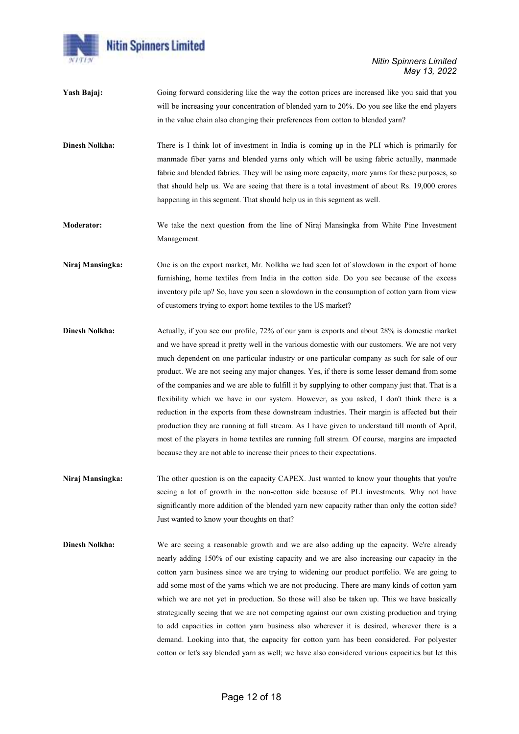**Yash Bajaj:** Going forward considering like the way the cotton prices are increased like you said that you will be increasing your concentration of blended yarn to 20%. Do you see like the end players in the value chain also changing their preferences from cotton to blended yarn?

**Dinesh Nolkha:** There is I think lot of investment in India is coming up in the PLI which is primarily for manmade fiber yarns and blended yarns only which will be using fabric actually, manmade fabric and blended fabrics. They will be using more capacity, more yarns for these purposes, so that should help us. We are seeing that there is a total investment of about Rs. 19,000 crores happening in this segment. That should help us in this segment as well.

**Moderator:** We take the next question from the line of Niraj Mansingka from White Pine Investment Management.

**Niraj Mansingka:** One is on the export market, Mr. Nolkha we had seen lot of slowdown in the export of home furnishing, home textiles from India in the cotton side. Do you see because of the excess inventory pile up? So, have you seen a slowdown in the consumption of cotton yarn from view of customers trying to export home textiles to the US market?

**Dinesh Nolkha:** Actually, if you see our profile, 72% of our yarn is exports and about 28% is domestic market and we have spread it pretty well in the various domestic with our customers. We are not very much dependent on one particular industry or one particular company as such for sale of our product. We are not seeing any major changes. Yes, if there is some lesser demand from some of the companies and we are able to fulfill it by supplying to other company just that. That is a flexibility which we have in our system. However, as you asked, I don't think there is a reduction in the exports from these downstream industries. Their margin is affected but their production they are running at full stream. As I have given to understand till month of April, most of the players in home textiles are running full stream. Of course, margins are impacted because they are not able to increase their prices to their expectations.

**Niraj Mansingka:** The other question is on the capacity CAPEX. Just wanted to know your thoughts that you're seeing a lot of growth in the non-cotton side because of PLI investments. Why not have significantly more addition of the blended yarn new capacity rather than only the cotton side? Just wanted to know your thoughts on that?

**Dinesh Nolkha:** We are seeing a reasonable growth and we are also adding up the capacity. We're already nearly adding 150% of our existing capacity and we are also increasing our capacity in the cotton yarn business since we are trying to widening our product portfolio. We are going to add some most of the yarns which we are not producing. There are many kinds of cotton yarn which we are not yet in production. So those will also be taken up. This we have basically strategically seeing that we are not competing against our own existing production and trying to add capacities in cotton yarn business also wherever it is desired, wherever there is a demand. Looking into that, the capacity for cotton yarn has been considered. For polyester cotton or let's say blended yarn as well; we have also considered various capacities but let this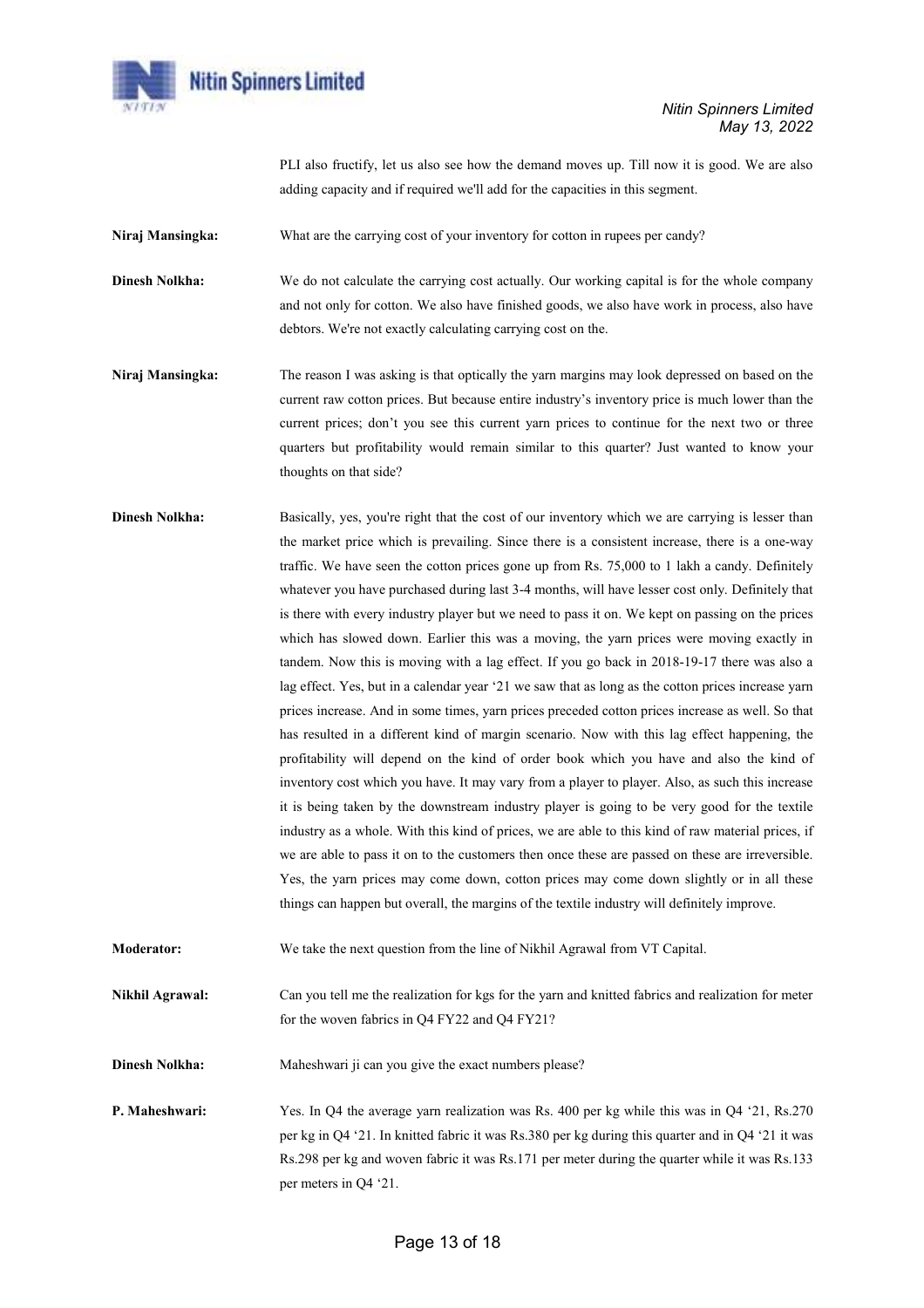PLI also fructify, let us also see how the demand moves up. Till now it is good. We are also adding capacity and if required we'll add for the capacities in this segment.

**Niraj Mansingka:** What are the carrying cost of your inventory for cotton in rupees per candy?

**Dinesh Nolkha:** We do not calculate the carrying cost actually. Our working capital is for the whole company and not only for cotton. We also have finished goods, we also have work in process, also have debtors. We're not exactly calculating carrying cost on the.

**Niraj Mansingka:** The reason I was asking is that optically the yarn margins may look depressed on based on the current raw cotton prices. But because entire industry's inventory price is much lower than the current prices; don't you see this current yarn prices to continue for the next two or three quarters but profitability would remain similar to this quarter? Just wanted to know your thoughts on that side?

**Dinesh Nolkha:** Basically, yes, you're right that the cost of our inventory which we are carrying is lesser than the market price which is prevailing. Since there is a consistent increase, there is a one-way traffic. We have seen the cotton prices gone up from Rs. 75,000 to 1 lakh a candy. Definitely whatever you have purchased during last 3-4 months, will have lesser cost only. Definitely that is there with every industry player but we need to pass it on. We kept on passing on the prices which has slowed down. Earlier this was a moving, the yarn prices were moving exactly in tandem. Now this is moving with a lag effect. If you go back in 2018-19-17 there was also a lag effect. Yes, but in a calendar year '21 we saw that as long as the cotton prices increase yarn prices increase. And in some times, yarn prices preceded cotton prices increase as well. So that has resulted in a different kind of margin scenario. Now with this lag effect happening, the profitability will depend on the kind of order book which you have and also the kind of inventory cost which you have. It may vary from a player to player. Also, as such this increase it is being taken by the downstream industry player is going to be very good for the textile industry as a whole. With this kind of prices, we are able to this kind of raw material prices, if we are able to pass it on to the customers then once these are passed on these are irreversible. Yes, the yarn prices may come down, cotton prices may come down slightly or in all these things can happen but overall, the margins of the textile industry will definitely improve.

**Moderator:** We take the next question from the line of Nikhil Agrawal from VT Capital.

**Nikhil Agrawal:** Can you tell me the realization for kgs for the yarn and knitted fabrics and realization for meter for the woven fabrics in Q4 FY22 and Q4 FY21?

**Dinesh Nolkha:** Maheshwari ji can you give the exact numbers please?

**P. Maheshwari:** Yes. In Q4 the average yarn realization was Rs. 400 per kg while this was in Q4 '21, Rs.270 per kg in Q4 '21. In knitted fabric it was Rs.380 per kg during this quarter and in Q4 '21 it was Rs.298 per kg and woven fabric it was Rs.171 per meter during the quarter while it was Rs.133 per meters in Q4 '21.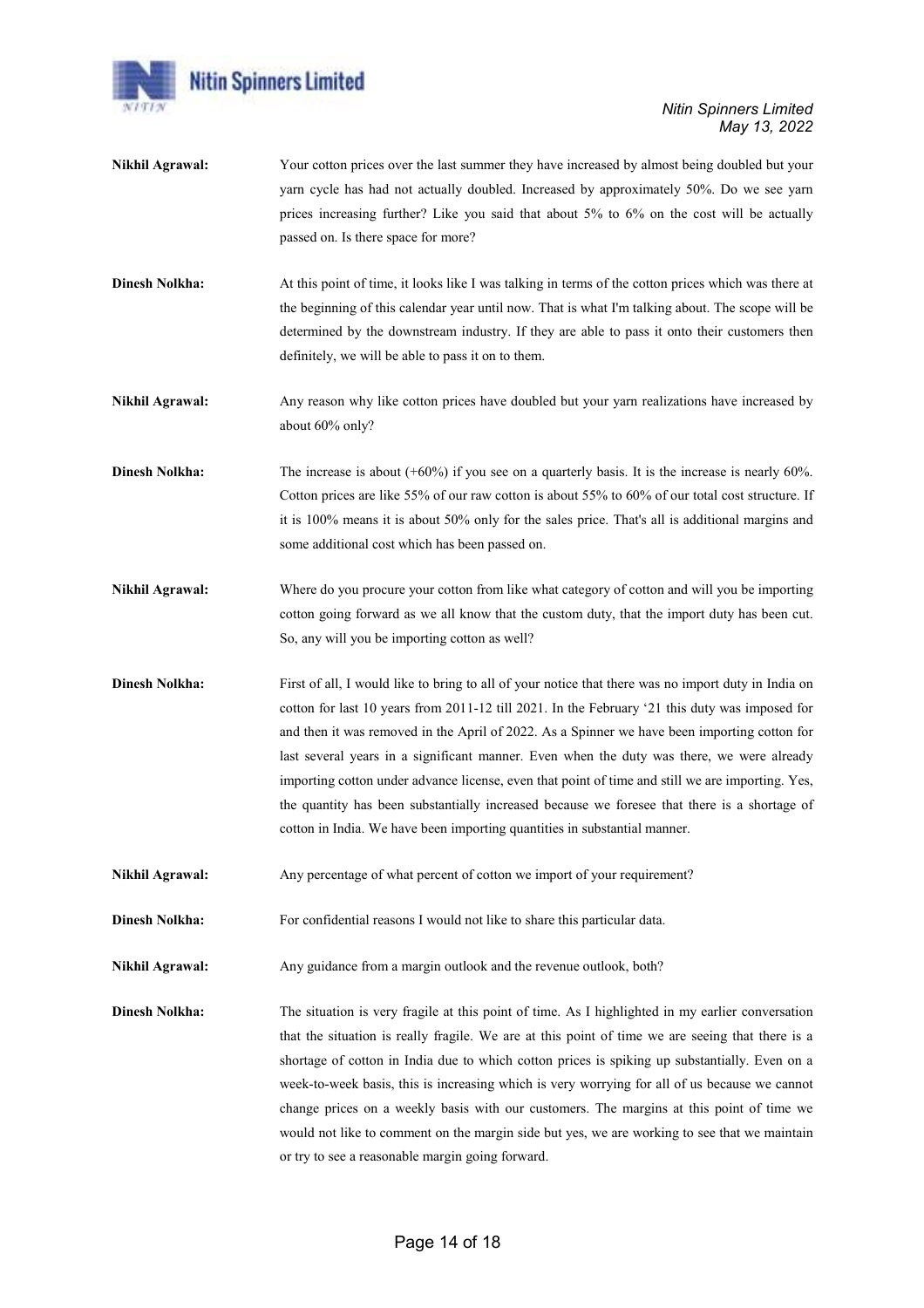**Nikhil Agrawal:** Your cotton prices over the last summer they have increased by almost being doubled but your yarn cycle has had not actually doubled. Increased by approximately 50%. Do we see yarn prices increasing further? Like you said that about 5% to 6% on the cost will be actually passed on. Is there space for more?

**Dinesh Nolkha:** At this point of time, it looks like I was talking in terms of the cotton prices which was there at the beginning of this calendar year until now. That is what I'm talking about. The scope will be determined by the downstream industry. If they are able to pass it onto their customers then definitely, we will be able to pass it on to them.

**Nikhil Agrawal:** Any reason why like cotton prices have doubled but your yarn realizations have increased by about 60% only?

**Dinesh Nolkha:** The increase is about (+60%) if you see on a quarterly basis. It is the increase is nearly 60%. Cotton prices are like 55% of our raw cotton is about 55% to 60% of our total cost structure. If it is 100% means it is about 50% only for the sales price. That's all is additional margins and some additional cost which has been passed on.

**Nikhil Agrawal:** Where do you procure your cotton from like what category of cotton and will you be importing cotton going forward as we all know that the custom duty, that the import duty has been cut. So, any will you be importing cotton as well?

**Dinesh Nolkha:** First of all, I would like to bring to all of your notice that there was no import duty in India on cotton for last 10 years from 2011-12 till 2021. In the February '21 this duty was imposed for and then it was removed in the April of 2022. As a Spinner we have been importing cotton for last several years in a significant manner. Even when the duty was there, we were already importing cotton under advance license, even that point of time and still we are importing. Yes, the quantity has been substantially increased because we foresee that there is a shortage of cotton in India. We have been importing quantities in substantial manner.

**Nikhil Agrawal:** Any percentage of what percent of cotton we import of your requirement?

**Dinesh Nolkha:** For confidential reasons I would not like to share this particular data.

**Nikhil Agrawal:** Any guidance from a margin outlook and the revenue outlook, both?

**Dinesh Nolkha:** The situation is very fragile at this point of time. As I highlighted in my earlier conversation that the situation is really fragile. We are at this point of time we are seeing that there is a shortage of cotton in India due to which cotton prices is spiking up substantially. Even on a week-to-week basis, this is increasing which is very worrying for all of us because we cannot change prices on a weekly basis with our customers. The margins at this point of time we would not like to comment on the margin side but yes, we are working to see that we maintain or try to see a reasonable margin going forward.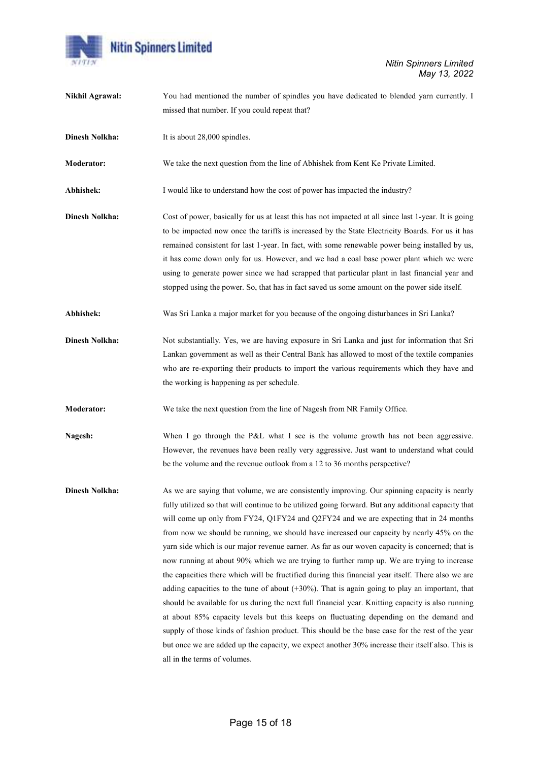**Nikhil Agrawal:** You had mentioned the number of spindles you have dedicated to blended yarn currently. I missed that number. If you could repeat that?

**Dinesh Nolkha:** It is about 28,000 spindles.

**Moderator:** We take the next question from the line of Abhishek from Kent Ke Private Limited.

**Abhishek:** I would like to understand how the cost of power has impacted the industry?

**Dinesh Nolkha:** Cost of power, basically for us at least this has not impacted at all since last 1-year. It is going to be impacted now once the tariffs is increased by the State Electricity Boards. For us it has remained consistent for last 1-year. In fact, with some renewable power being installed by us, it has come down only for us. However, and we had a coal base power plant which we were using to generate power since we had scrapped that particular plant in last financial year and stopped using the power. So, that has in fact saved us some amount on the power side itself.

**Abhishek:** Was Sri Lanka a major market for you because of the ongoing disturbances in Sri Lanka?

**Dinesh Nolkha:** Not substantially. Yes, we are having exposure in Sri Lanka and just for information that Sri Lankan government as well as their Central Bank has allowed to most of the textile companies who are re-exporting their products to import the various requirements which they have and the working is happening as per schedule.

**Moderator:** We take the next question from the line of Nagesh from NR Family Office.

**Nagesh:** When I go through the P&L what I see is the volume growth has not been aggressive. However, the revenues have been really very aggressive. Just want to understand what could be the volume and the revenue outlook from a 12 to 36 months perspective?

**Dinesh Nolkha:** As we are saying that volume, we are consistently improving. Our spinning capacity is nearly fully utilized so that will continue to be utilized going forward. But any additional capacity that will come up only from FY24, Q1FY24 and Q2FY24 and we are expecting that in 24 months from now we should be running, we should have increased our capacity by nearly 45% on the yarn side which is our major revenue earner. As far as our woven capacity is concerned; that is now running at about 90% which we are trying to further ramp up. We are trying to increase the capacities there which will be fructified during this financial year itself. There also we are adding capacities to the tune of about (+30%). That is again going to play an important, that should be available for us during the next full financial year. Knitting capacity is also running at about 85% capacity levels but this keeps on fluctuating depending on the demand and supply of those kinds of fashion product. This should be the base case for the rest of the year but once we are added up the capacity, we expect another 30% increase their itself also. This is all in the terms of volumes.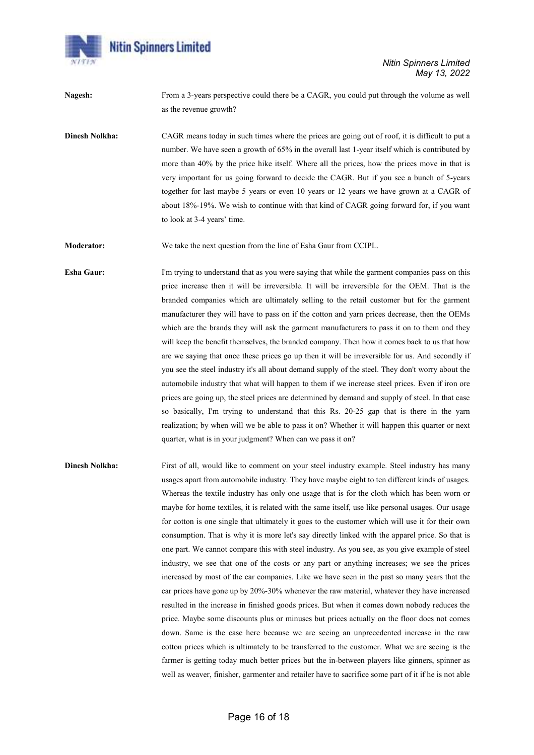**Nagesh:** From a 3-years perspective could there be a CAGR, you could put through the volume as well as the revenue growth?

**Dinesh Nolkha:** CAGR means today in such times where the prices are going out of roof, it is difficult to put a number. We have seen a growth of 65% in the overall last 1-year itself which is contributed by more than 40% by the price hike itself. Where all the prices, how the prices move in that is very important for us going forward to decide the CAGR. But if you see a bunch of 5-years together for last maybe 5 years or even 10 years or 12 years we have grown at a CAGR of about 18%-19%. We wish to continue with that kind of CAGR going forward for, if you want to look at 3-4 years' time.

**Moderator:** We take the next question from the line of Esha Gaur from CCIPL.

**Esha Gaur:** I'm trying to understand that as you were saying that while the garment companies pass on this price increase then it will be irreversible. It will be irreversible for the OEM. That is the branded companies which are ultimately selling to the retail customer but for the garment manufacturer they will have to pass on if the cotton and yarn prices decrease, then the OEMs which are the brands they will ask the garment manufacturers to pass it on to them and they will keep the benefit themselves, the branded company. Then how it comes back to us that how are we saying that once these prices go up then it will be irreversible for us. And secondly if you see the steel industry it's all about demand supply of the steel. They don't worry about the automobile industry that what will happen to them if we increase steel prices. Even if iron ore prices are going up, the steel prices are determined by demand and supply of steel. In that case so basically, I'm trying to understand that this Rs. 20-25 gap that is there in the yarn realization; by when will we be able to pass it on? Whether it will happen this quarter or next quarter, what is in your judgment? When can we pass it on?

**Dinesh Nolkha:** First of all, would like to comment on your steel industry example. Steel industry has many usages apart from automobile industry. They have maybe eight to ten different kinds of usages. Whereas the textile industry has only one usage that is for the cloth which has been worn or maybe for home textiles, it is related with the same itself, use like personal usages. Our usage for cotton is one single that ultimately it goes to the customer which will use it for their own consumption. That is why it is more let's say directly linked with the apparel price. So that is one part. We cannot compare this with steel industry. As you see, as you give example of steel industry, we see that one of the costs or any part or anything increases; we see the prices increased by most of the car companies. Like we have seen in the past so many years that the car prices have gone up by 20%-30% whenever the raw material, whatever they have increased resulted in the increase in finished goods prices. But when it comes down nobody reduces the price. Maybe some discounts plus or minuses but prices actually on the floor does not comes down. Same is the case here because we are seeing an unprecedented increase in the raw cotton prices which is ultimately to be transferred to the customer. What we are seeing is the farmer is getting today much better prices but the in-between players like ginners, spinner as well as weaver, finisher, garmenter and retailer have to sacrifice some part of it if he is not able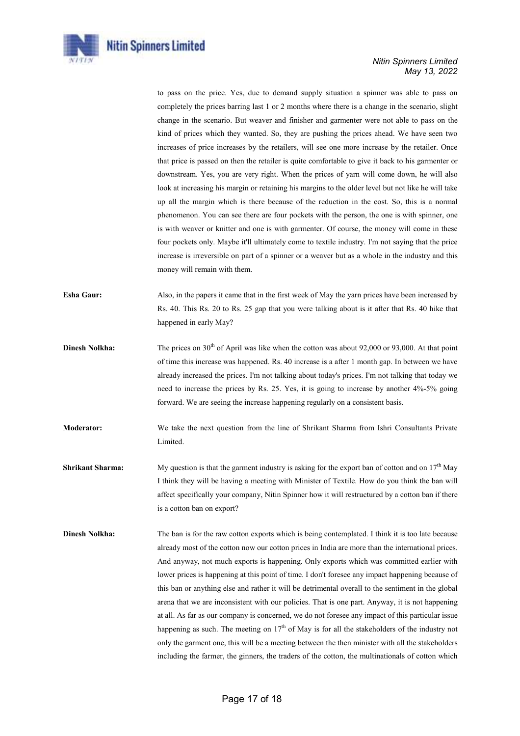to pass on the price. Yes, due to demand supply situation a spinner was able to pass on completely the prices barring last 1 or 2 months where there is a change in the scenario, slight change in the scenario. But weaver and finisher and garmenter were not able to pass on the kind of prices which they wanted. So, they are pushing the prices ahead. We have seen two increases of price increases by the retailers, will see one more increase by the retailer. Once that price is passed on then the retailer is quite comfortable to give it back to his garmenter or downstream. Yes, you are very right. When the prices of yarn will come down, he will also look at increasing his margin or retaining his margins to the older level but not like he will take up all the margin which is there because of the reduction in the cost. So, this is a normal phenomenon. You can see there are four pockets with the person, the one is with spinner, one is with weaver or knitter and one is with garmenter. Of course, the money will come in these four pockets only. Maybe it'll ultimately come to textile industry. I'm not saying that the price increase is irreversible on part of a spinner or a weaver but as a whole in the industry and this money will remain with them.

**Esha Gaur:** Also, in the papers it came that in the first week of May the yarn prices have been increased by Rs. 40. This Rs. 20 to Rs. 25 gap that you were talking about is it after that Rs. 40 hike that happened in early May?

**Dinesh Nolkha:** The prices on 30th of April was like when the cotton was about 92,000 or 93,000. At that point of time this increase was happened. Rs. 40 increase is a after 1 month gap. In between we have already increased the prices. I'm not talking about today's prices. I'm not talking that today we need to increase the prices by Rs. 25. Yes, it is going to increase by another 4%-5% going forward. We are seeing the increase happening regularly on a consistent basis.

**Moderator:** We take the next question from the line of Shrikant Sharma from Ishri Consultants Private Limited.

**Shrikant Sharma:** My question is that the garment industry is asking for the export ban of cotton and on 17th May I think they will be having a meeting with Minister of Textile. How do you think the ban will affect specifically your company, Nitin Spinner how it will restructured by a cotton ban if there is a cotton ban on export?

**Dinesh Nolkha:** The ban is for the raw cotton exports which is being contemplated. I think it is too late because already most of the cotton now our cotton prices in India are more than the international prices. And anyway, not much exports is happening. Only exports which was committed earlier with lower prices is happening at this point of time. I don't foresee any impact happening because of this ban or anything else and rather it will be detrimental overall to the sentiment in the global arena that we are inconsistent with our policies. That is one part. Anyway, it is not happening at all. As far as our company is concerned, we do not foresee any impact of this particular issue happening as such. The meeting on 17th of May is for all the stakeholders of the industry not only the garment one, this will be a meeting between the then minister with all the stakeholders including the farmer, the ginners, the traders of the cotton, the multinationals of cotton which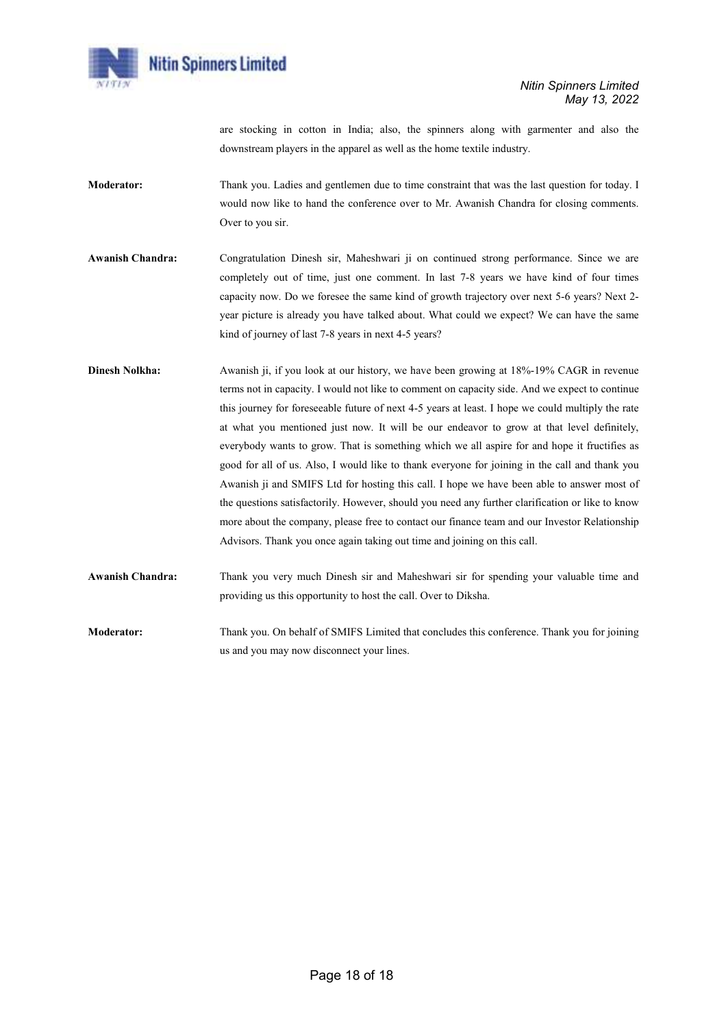are stocking in cotton in India; also, the spinners along with garmenter and also the downstream players in the apparel as well as the home textile industry.

**Moderator:** Thank you. Ladies and gentlemen due to time constraint that was the last question for today. I would now like to hand the conference over to Mr. Awanish Chandra for closing comments. Over to you sir.

**Awanish Chandra:** Congratulation Dinesh sir, Maheshwari ji on continued strong performance. Since we are completely out of time, just one comment. In last 7-8 years we have kind of four times capacity now. Do we foresee the same kind of growth trajectory over next 5-6 years? Next 2-year picture is already you have talked about. What could we expect? We can have the same kind of journey of last 7-8 years in next 4-5 years?

**Dinesh Nolkha:** Awanish ji, if you look at our history, we have been growing at 18%-19% CAGR in revenue terms not in capacity. I would not like to comment on capacity side. And we expect to continue this journey for foreseeable future of next 4-5 years at least. I hope we could multiply the rate at what you mentioned just now. It will be our endeavor to grow at that level definitely, everybody wants to grow. That is something which we all aspire for and hope it fructifies as good for all of us. Also, I would like to thank everyone for joining in the call and thank you Awanish ji and SMIFS Ltd for hosting this call. I hope we have been able to answer most of the questions satisfactorily. However, should you need any further clarification or like to know more about the company, please free to contact our finance team and our Investor Relationship Advisors. Thank you once again taking out time and joining on this call.

**Awanish Chandra:** Thank you very much Dinesh sir and Maheshwari sir for spending your valuable time and providing us this opportunity to host the call. Over to Diksha.

**Moderator:** Thank you. On behalf of SMIFS Limited that concludes this conference. Thank you for joining us and you may now disconnect your lines.